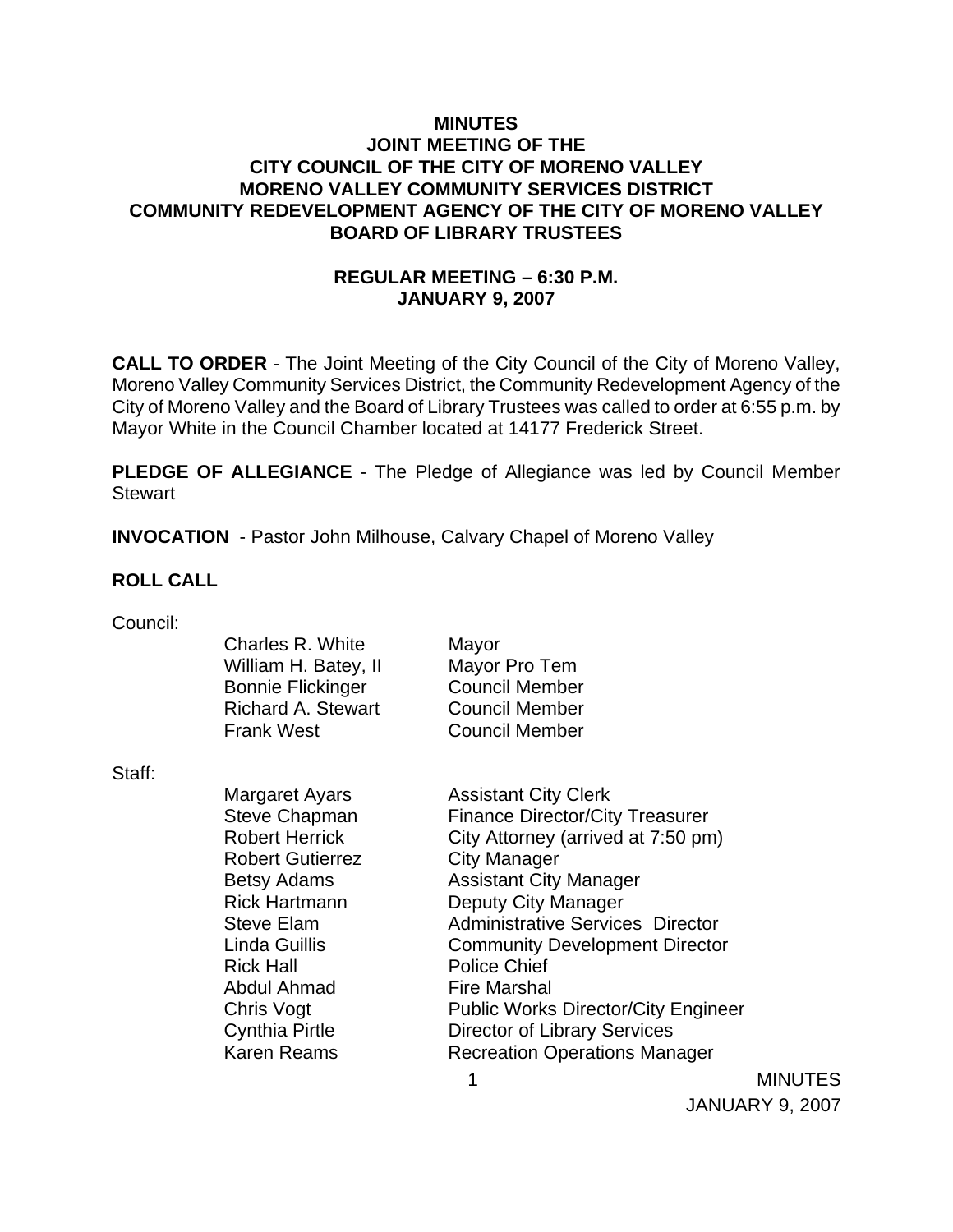# MINUTES
## JOINT MEETING OF THE CITY COUNCIL OF THE CITY OF MORENO VALLEY MORENO VALLEY COMMUNITY SERVICES DISTRICT COMMUNITY REDEVELOPMENT AGENCY OF THE CITY OF MORENO VALLEY BOARD OF LIBRARY TRUSTEES

### REGULAR MEETING – 6:30 P.M.
### JANUARY 9, 2007

**CALL TO ORDER** - The Joint Meeting of the City Council of the City of Moreno Valley, Moreno Valley Community Services District, the Community Redevelopment Agency of the City of Moreno Valley and the Board of Library Trustees was called to order at 6:55 p.m. by Mayor White in the Council Chamber located at 14177 Frederick Street.

**PLEDGE OF ALLEGIANCE** - The Pledge of Allegiance was led by Council Member Stewart

**INVOCATION** - Pastor John Milhouse, Calvary Chapel of Moreno Valley

**ROLL CALL**

Council:

| | |
|---|---|
| Charles R. White | Mayor |
| William H. Batey, II | Mayor Pro Tem |
| Bonnie Flickinger | Council Member |
| Richard A. Stewart | Council Member |
| Frank West | Council Member |

Staff:

| | |
|---|---|
| Margaret Ayars | Assistant City Clerk |
| Steve Chapman | Finance Director/City Treasurer |
| Robert Herrick | City Attorney (arrived at 7:50 pm) |
| Robert Gutierrez | City Manager |
| Betsy Adams | Assistant City Manager |
| Rick Hartmann | Deputy City Manager |
| Steve Elam | Administrative Services Director |
| Linda Guillis | Community Development Director |
| Rick Hall | Police Chief |
| Abdul Ahmad | Fire Marshal |
| Chris Vogt | Public Works Director/City Engineer |
| Cynthia Pirtle | Director of Library Services |
| Karen Reams | Recreation Operations Manager |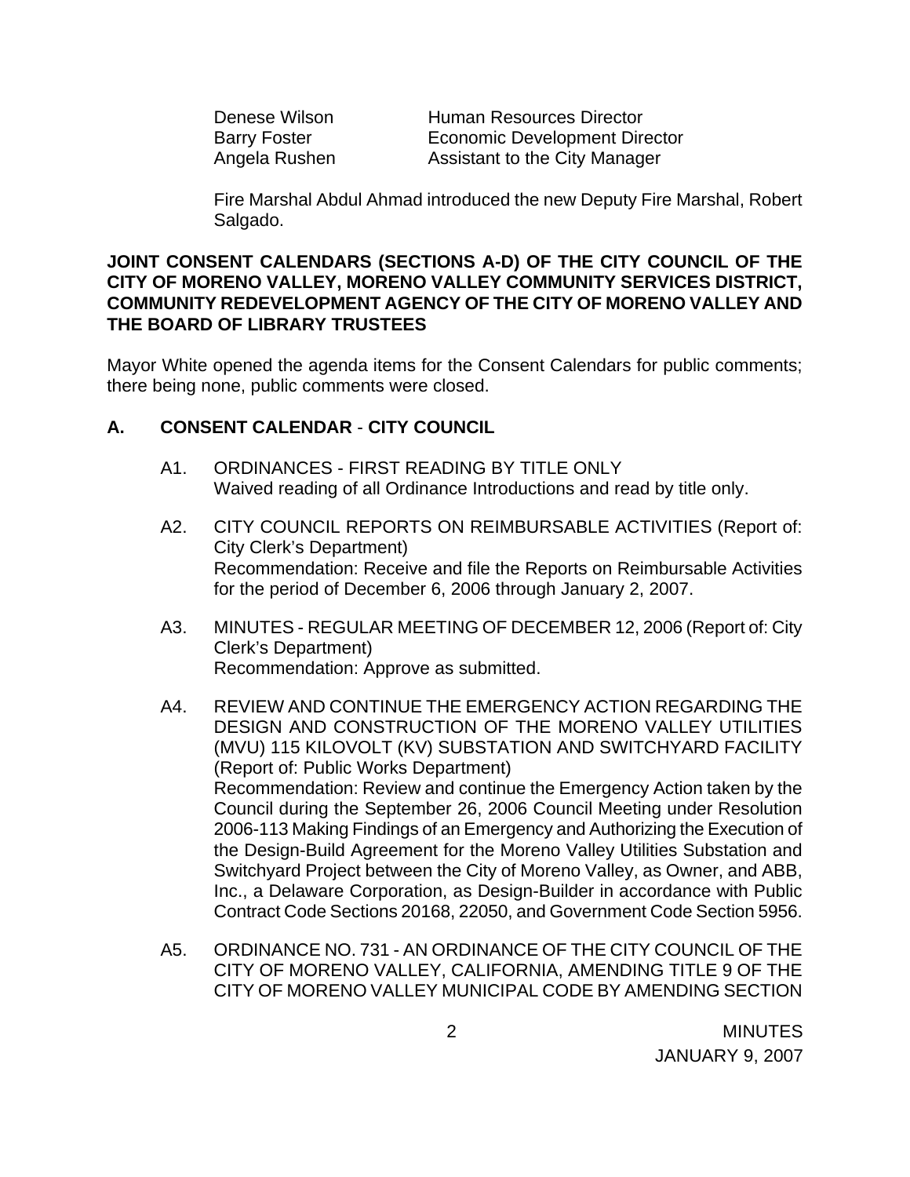| | |
|---|---|
| Denese Wilson | Human Resources Director |
| Barry Foster | Economic Development Director |
| Angela Rushen | Assistant to the City Manager |

Fire Marshal Abdul Ahmad introduced the new Deputy Fire Marshal, Robert Salgado.

**JOINT CONSENT CALENDARS (SECTIONS A-D) OF THE CITY COUNCIL OF THE CITY OF MORENO VALLEY, MORENO VALLEY COMMUNITY SERVICES DISTRICT, COMMUNITY REDEVELOPMENT AGENCY OF THE CITY OF MORENO VALLEY AND THE BOARD OF LIBRARY TRUSTEES**

Mayor White opened the agenda items for the Consent Calendars for public comments; there being none, public comments were closed.

## A. CONSENT CALENDAR - CITY COUNCIL

A1. ORDINANCES - FIRST READING BY TITLE ONLY
Waived reading of all Ordinance Introductions and read by title only.

A2. CITY COUNCIL REPORTS ON REIMBURSABLE ACTIVITIES (Report of: City Clerk's Department)
Recommendation: Receive and file the Reports on Reimbursable Activities for the period of December 6, 2006 through January 2, 2007.

A3. MINUTES - REGULAR MEETING OF DECEMBER 12, 2006 (Report of: City Clerk's Department)
Recommendation: Approve as submitted.

A4. REVIEW AND CONTINUE THE EMERGENCY ACTION REGARDING THE DESIGN AND CONSTRUCTION OF THE MORENO VALLEY UTILITIES (MVU) 115 KILOVOLT (KV) SUBSTATION AND SWITCHYARD FACILITY (Report of: Public Works Department)
Recommendation: Review and continue the Emergency Action taken by the Council during the September 26, 2006 Council Meeting under Resolution 2006-113 Making Findings of an Emergency and Authorizing the Execution of the Design-Build Agreement for the Moreno Valley Utilities Substation and Switchyard Project between the City of Moreno Valley, as Owner, and ABB, Inc., a Delaware Corporation, as Design-Builder in accordance with Public Contract Code Sections 20168, 22050, and Government Code Section 5956.

A5. ORDINANCE NO. 731 - AN ORDINANCE OF THE CITY COUNCIL OF THE CITY OF MORENO VALLEY, CALIFORNIA, AMENDING TITLE 9 OF THE CITY OF MORENO VALLEY MUNICIPAL CODE BY AMENDING SECTION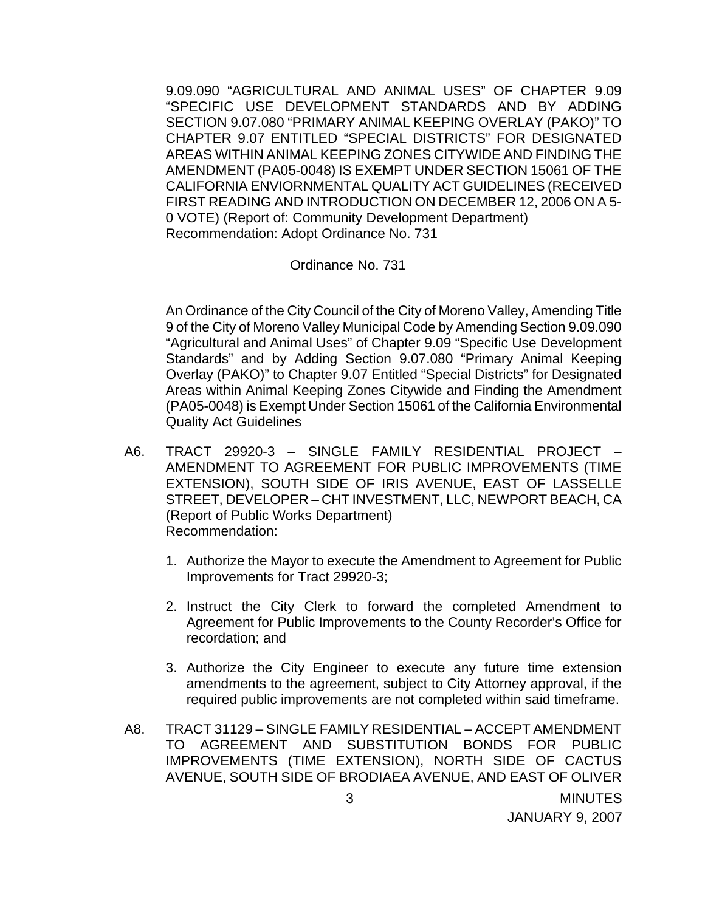9.09.090 "AGRICULTURAL AND ANIMAL USES" OF CHAPTER 9.09 "SPECIFIC USE DEVELOPMENT STANDARDS AND BY ADDING SECTION 9.07.080 "PRIMARY ANIMAL KEEPING OVERLAY (PAKO)" TO CHAPTER 9.07 ENTITLED "SPECIAL DISTRICTS" FOR DESIGNATED AREAS WITHIN ANIMAL KEEPING ZONES CITYWIDE AND FINDING THE AMENDMENT (PA05-0048) IS EXEMPT UNDER SECTION 15061 OF THE CALIFORNIA ENVIORNMENTAL QUALITY ACT GUIDELINES (RECEIVED FIRST READING AND INTRODUCTION ON DECEMBER 12, 2006 ON A 5-0 VOTE) (Report of: Community Development Department)
Recommendation: Adopt Ordinance No. 731

Ordinance No. 731

An Ordinance of the City Council of the City of Moreno Valley, Amending Title 9 of the City of Moreno Valley Municipal Code by Amending Section 9.09.090 "Agricultural and Animal Uses" of Chapter 9.09 "Specific Use Development Standards" and by Adding Section 9.07.080 "Primary Animal Keeping Overlay (PAKO)" to Chapter 9.07 Entitled "Special Districts" for Designated Areas within Animal Keeping Zones Citywide and Finding the Amendment (PA05-0048) is Exempt Under Section 15061 of the California Environmental Quality Act Guidelines

A6. TRACT 29920-3 – SINGLE FAMILY RESIDENTIAL PROJECT – AMENDMENT TO AGREEMENT FOR PUBLIC IMPROVEMENTS (TIME EXTENSION), SOUTH SIDE OF IRIS AVENUE, EAST OF LASSELLE STREET, DEVELOPER – CHT INVESTMENT, LLC, NEWPORT BEACH, CA (Report of Public Works Department)
Recommendation:

1. Authorize the Mayor to execute the Amendment to Agreement for Public Improvements for Tract 29920-3;
2. Instruct the City Clerk to forward the completed Amendment to Agreement for Public Improvements to the County Recorder's Office for recordation; and
3. Authorize the City Engineer to execute any future time extension amendments to the agreement, subject to City Attorney approval, if the required public improvements are not completed within said timeframe.

A8. TRACT 31129 – SINGLE FAMILY RESIDENTIAL – ACCEPT AMENDMENT TO AGREEMENT AND SUBSTITUTION BONDS FOR PUBLIC IMPROVEMENTS (TIME EXTENSION), NORTH SIDE OF CACTUS AVENUE, SOUTH SIDE OF BRODIAEA AVENUE, AND EAST OF OLIVER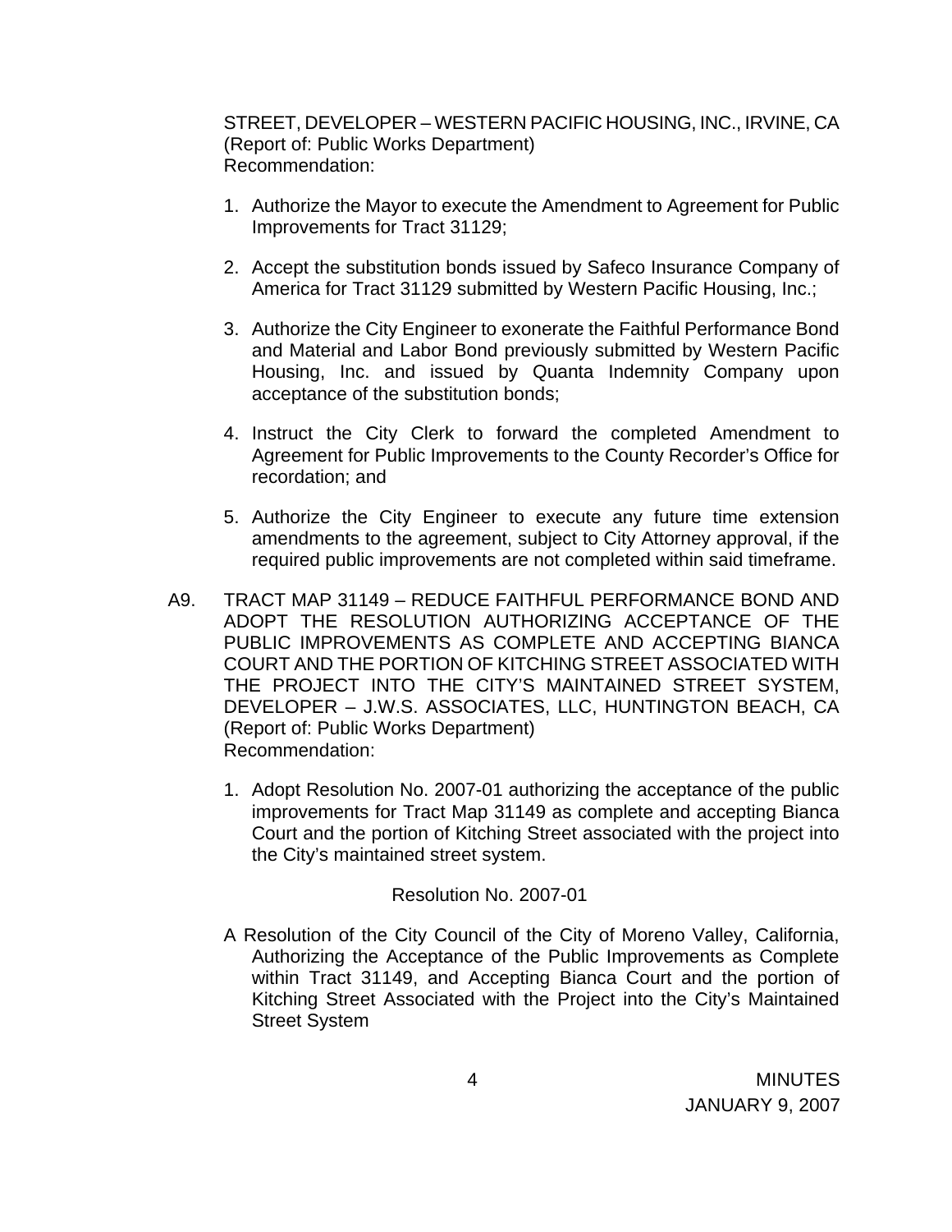STREET, DEVELOPER – WESTERN PACIFIC HOUSING, INC., IRVINE, CA (Report of: Public Works Department)
Recommendation:

1. Authorize the Mayor to execute the Amendment to Agreement for Public Improvements for Tract 31129;

2. Accept the substitution bonds issued by Safeco Insurance Company of America for Tract 31129 submitted by Western Pacific Housing, Inc.;

3. Authorize the City Engineer to exonerate the Faithful Performance Bond and Material and Labor Bond previously submitted by Western Pacific Housing, Inc. and issued by Quanta Indemnity Company upon acceptance of the substitution bonds;

4. Instruct the City Clerk to forward the completed Amendment to Agreement for Public Improvements to the County Recorder's Office for recordation; and

5. Authorize the City Engineer to execute any future time extension amendments to the agreement, subject to City Attorney approval, if the required public improvements are not completed within said timeframe.

A9. TRACT MAP 31149 – REDUCE FAITHFUL PERFORMANCE BOND AND ADOPT THE RESOLUTION AUTHORIZING ACCEPTANCE OF THE PUBLIC IMPROVEMENTS AS COMPLETE AND ACCEPTING BIANCA COURT AND THE PORTION OF KITCHING STREET ASSOCIATED WITH THE PROJECT INTO THE CITY'S MAINTAINED STREET SYSTEM, DEVELOPER – J.W.S. ASSOCIATES, LLC, HUNTINGTON BEACH, CA (Report of: Public Works Department)
Recommendation:

1. Adopt Resolution No. 2007-01 authorizing the acceptance of the public improvements for Tract Map 31149 as complete and accepting Bianca Court and the portion of Kitching Street associated with the project into the City's maintained street system.

Resolution No. 2007-01

A Resolution of the City Council of the City of Moreno Valley, California, Authorizing the Acceptance of the Public Improvements as Complete within Tract 31149, and Accepting Bianca Court and the portion of Kitching Street Associated with the Project into the City's Maintained Street System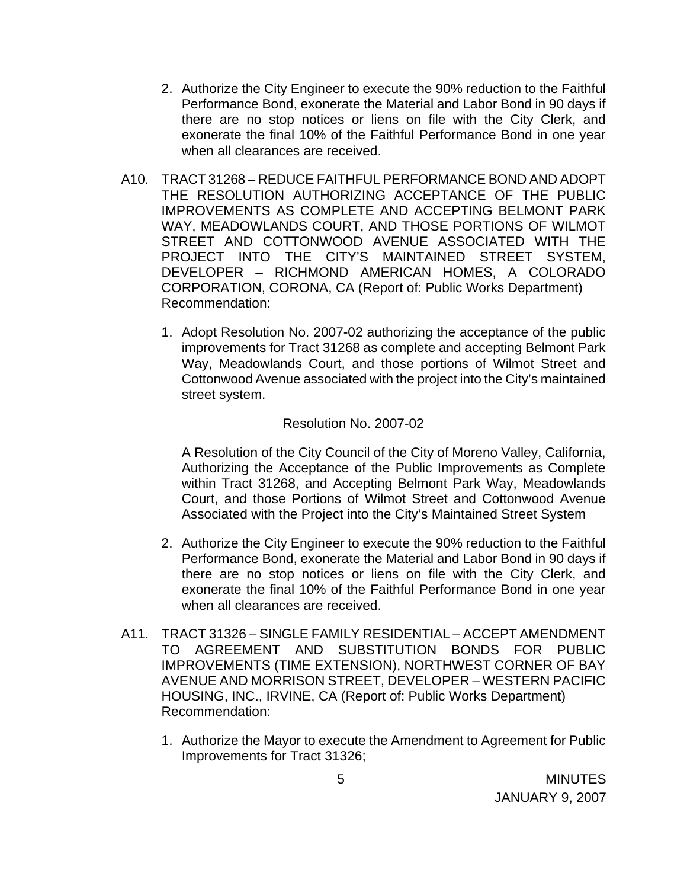2. Authorize the City Engineer to execute the 90% reduction to the Faithful Performance Bond, exonerate the Material and Labor Bond in 90 days if there are no stop notices or liens on file with the City Clerk, and exonerate the final 10% of the Faithful Performance Bond in one year when all clearances are received.

A10. TRACT 31268 – REDUCE FAITHFUL PERFORMANCE BOND AND ADOPT THE RESOLUTION AUTHORIZING ACCEPTANCE OF THE PUBLIC IMPROVEMENTS AS COMPLETE AND ACCEPTING BELMONT PARK WAY, MEADOWLANDS COURT, AND THOSE PORTIONS OF WILMOT STREET AND COTTONWOOD AVENUE ASSOCIATED WITH THE PROJECT INTO THE CITY'S MAINTAINED STREET SYSTEM, DEVELOPER – RICHMOND AMERICAN HOMES, A COLORADO CORPORATION, CORONA, CA (Report of: Public Works Department)
Recommendation:

1. Adopt Resolution No. 2007-02 authorizing the acceptance of the public improvements for Tract 31268 as complete and accepting Belmont Park Way, Meadowlands Court, and those portions of Wilmot Street and Cottonwood Avenue associated with the project into the City's maintained street system.

Resolution No. 2007-02

A Resolution of the City Council of the City of Moreno Valley, California, Authorizing the Acceptance of the Public Improvements as Complete within Tract 31268, and Accepting Belmont Park Way, Meadowlands Court, and those Portions of Wilmot Street and Cottonwood Avenue Associated with the Project into the City's Maintained Street System

2. Authorize the City Engineer to execute the 90% reduction to the Faithful Performance Bond, exonerate the Material and Labor Bond in 90 days if there are no stop notices or liens on file with the City Clerk, and exonerate the final 10% of the Faithful Performance Bond in one year when all clearances are received.

A11. TRACT 31326 – SINGLE FAMILY RESIDENTIAL – ACCEPT AMENDMENT TO AGREEMENT AND SUBSTITUTION BONDS FOR PUBLIC IMPROVEMENTS (TIME EXTENSION), NORTHWEST CORNER OF BAY AVENUE AND MORRISON STREET, DEVELOPER – WESTERN PACIFIC HOUSING, INC., IRVINE, CA (Report of: Public Works Department)
Recommendation:

1. Authorize the Mayor to execute the Amendment to Agreement for Public Improvements for Tract 31326;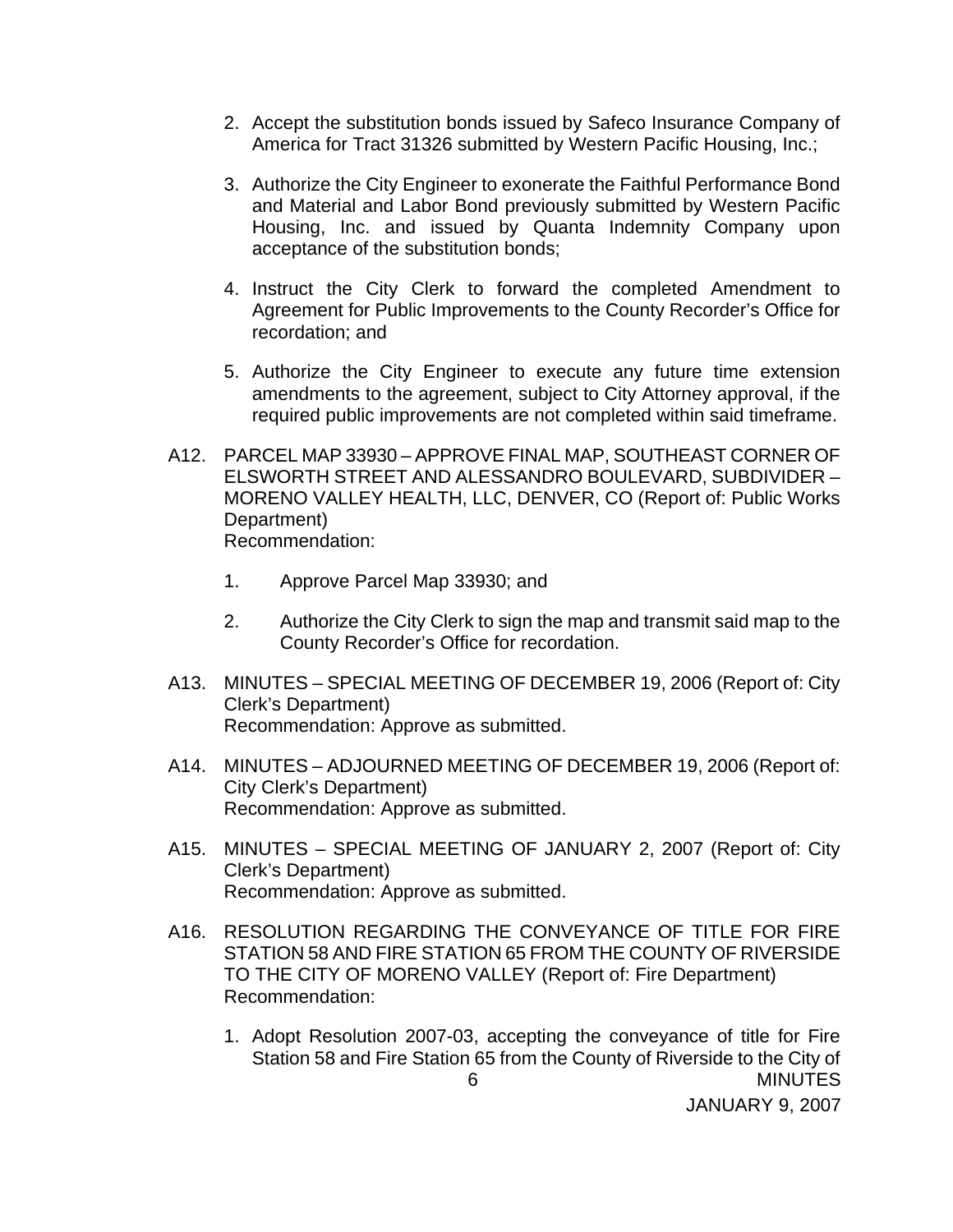2. Accept the substitution bonds issued by Safeco Insurance Company of America for Tract 31326 submitted by Western Pacific Housing, Inc.;

3. Authorize the City Engineer to exonerate the Faithful Performance Bond and Material and Labor Bond previously submitted by Western Pacific Housing, Inc. and issued by Quanta Indemnity Company upon acceptance of the substitution bonds;

4. Instruct the City Clerk to forward the completed Amendment to Agreement for Public Improvements to the County Recorder's Office for recordation; and

5. Authorize the City Engineer to execute any future time extension amendments to the agreement, subject to City Attorney approval, if the required public improvements are not completed within said timeframe.

A12. PARCEL MAP 33930 – APPROVE FINAL MAP, SOUTHEAST CORNER OF ELSWORTH STREET AND ALESSANDRO BOULEVARD, SUBDIVIDER – MORENO VALLEY HEALTH, LLC, DENVER, CO (Report of: Public Works Department)
Recommendation:

1. Approve Parcel Map 33930; and

2. Authorize the City Clerk to sign the map and transmit said map to the County Recorder's Office for recordation.

A13. MINUTES – SPECIAL MEETING OF DECEMBER 19, 2006 (Report of: City Clerk's Department)
Recommendation: Approve as submitted.

A14. MINUTES – ADJOURNED MEETING OF DECEMBER 19, 2006 (Report of: City Clerk's Department)
Recommendation: Approve as submitted.

A15. MINUTES – SPECIAL MEETING OF JANUARY 2, 2007 (Report of: City Clerk's Department)
Recommendation: Approve as submitted.

A16. RESOLUTION REGARDING THE CONVEYANCE OF TITLE FOR FIRE STATION 58 AND FIRE STATION 65 FROM THE COUNTY OF RIVERSIDE TO THE CITY OF MORENO VALLEY (Report of: Fire Department)
Recommendation:

1. Adopt Resolution 2007-03, accepting the conveyance of title for Fire Station 58 and Fire Station 65 from the County of Riverside to the City of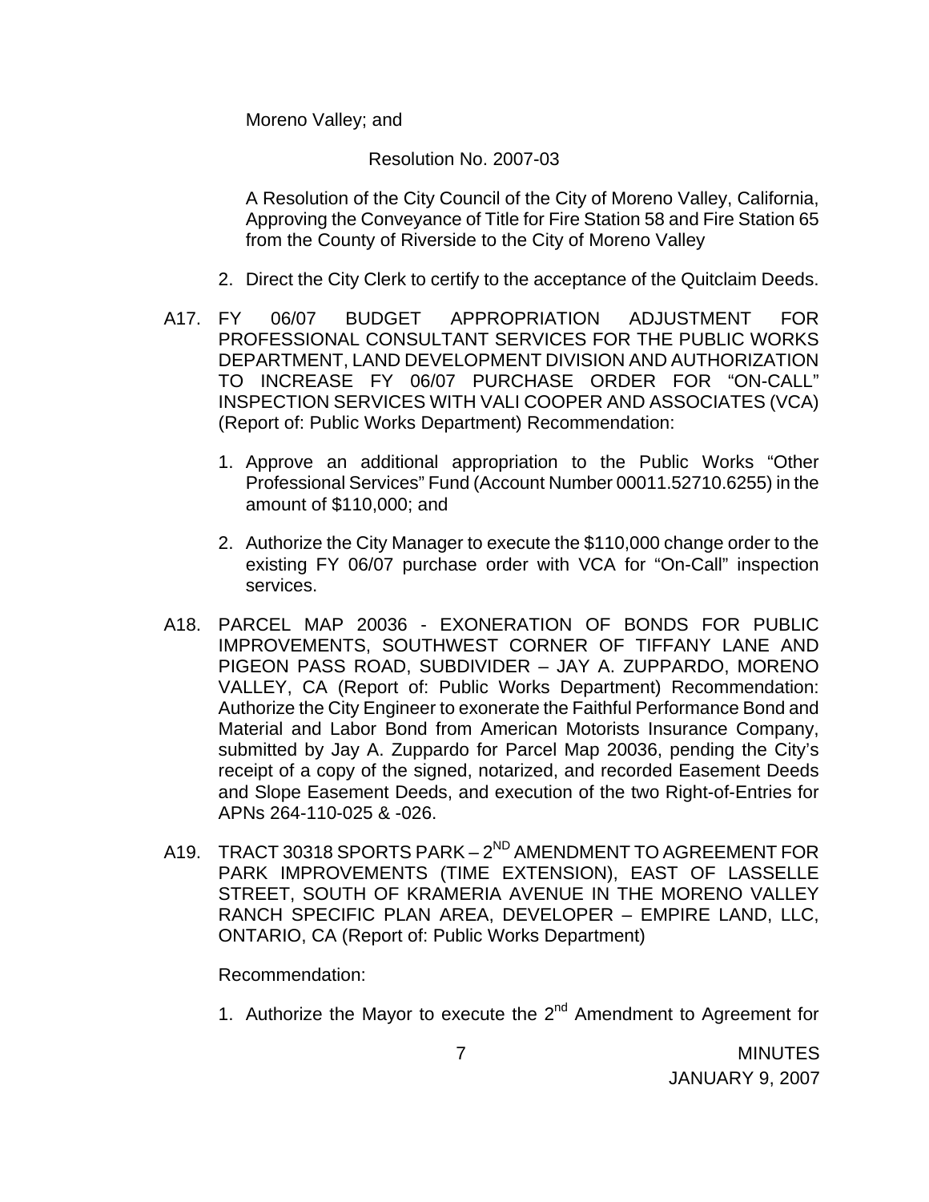Moreno Valley; and

Resolution No. 2007-03

A Resolution of the City Council of the City of Moreno Valley, California, Approving the Conveyance of Title for Fire Station 58 and Fire Station 65 from the County of Riverside to the City of Moreno Valley

2. Direct the City Clerk to certify to the acceptance of the Quitclaim Deeds.

A17. FY 06/07 BUDGET APPROPRIATION ADJUSTMENT FOR PROFESSIONAL CONSULTANT SERVICES FOR THE PUBLIC WORKS DEPARTMENT, LAND DEVELOPMENT DIVISION AND AUTHORIZATION TO INCREASE FY 06/07 PURCHASE ORDER FOR "ON-CALL" INSPECTION SERVICES WITH VALI COOPER AND ASSOCIATES (VCA) (Report of: Public Works Department) Recommendation:

1. Approve an additional appropriation to the Public Works "Other Professional Services" Fund (Account Number 00011.52710.6255) in the amount of $110,000; and

2. Authorize the City Manager to execute the $110,000 change order to the existing FY 06/07 purchase order with VCA for "On-Call" inspection services.

A18. PARCEL MAP 20036 - EXONERATION OF BONDS FOR PUBLIC IMPROVEMENTS, SOUTHWEST CORNER OF TIFFANY LANE AND PIGEON PASS ROAD, SUBDIVIDER – JAY A. ZUPPARDO, MORENO VALLEY, CA (Report of: Public Works Department) Recommendation: Authorize the City Engineer to exonerate the Faithful Performance Bond and Material and Labor Bond from American Motorists Insurance Company, submitted by Jay A. Zuppardo for Parcel Map 20036, pending the City's receipt of a copy of the signed, notarized, and recorded Easement Deeds and Slope Easement Deeds, and execution of the two Right-of-Entries for APNs 264-110-025 & -026.

A19. TRACT 30318 SPORTS PARK – 2ND AMENDMENT TO AGREEMENT FOR PARK IMPROVEMENTS (TIME EXTENSION), EAST OF LASSELLE STREET, SOUTH OF KRAMERIA AVENUE IN THE MORENO VALLEY RANCH SPECIFIC PLAN AREA, DEVELOPER – EMPIRE LAND, LLC, ONTARIO, CA (Report of: Public Works Department)

Recommendation:

1. Authorize the Mayor to execute the 2nd Amendment to Agreement for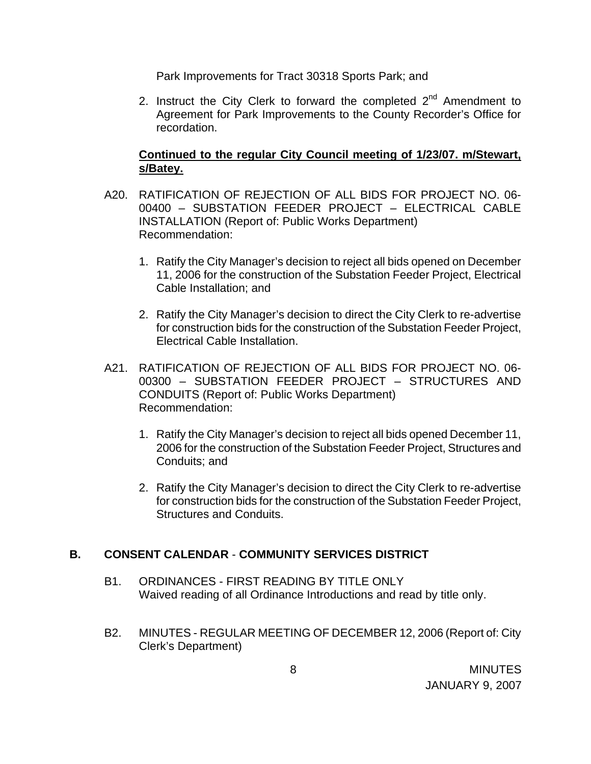Park Improvements for Tract 30318 Sports Park; and

2. Instruct the City Clerk to forward the completed 2nd Amendment to Agreement for Park Improvements to the County Recorder's Office for recordation.

**Continued to the regular City Council meeting of 1/23/07. m/Stewart, s/Batey.**

A20. RATIFICATION OF REJECTION OF ALL BIDS FOR PROJECT NO. 06-00400 – SUBSTATION FEEDER PROJECT – ELECTRICAL CABLE INSTALLATION (Report of: Public Works Department)
Recommendation:

1. Ratify the City Manager's decision to reject all bids opened on December 11, 2006 for the construction of the Substation Feeder Project, Electrical Cable Installation; and

2. Ratify the City Manager's decision to direct the City Clerk to re-advertise for construction bids for the construction of the Substation Feeder Project, Electrical Cable Installation.

A21. RATIFICATION OF REJECTION OF ALL BIDS FOR PROJECT NO. 06-00300 – SUBSTATION FEEDER PROJECT – STRUCTURES AND CONDUITS (Report of: Public Works Department)
Recommendation:

1. Ratify the City Manager's decision to reject all bids opened December 11, 2006 for the construction of the Substation Feeder Project, Structures and Conduits; and

2. Ratify the City Manager's decision to direct the City Clerk to re-advertise for construction bids for the construction of the Substation Feeder Project, Structures and Conduits.

## B. CONSENT CALENDAR - COMMUNITY SERVICES DISTRICT

B1. ORDINANCES - FIRST READING BY TITLE ONLY
Waived reading of all Ordinance Introductions and read by title only.

B2. MINUTES - REGULAR MEETING OF DECEMBER 12, 2006 (Report of: City Clerk's Department)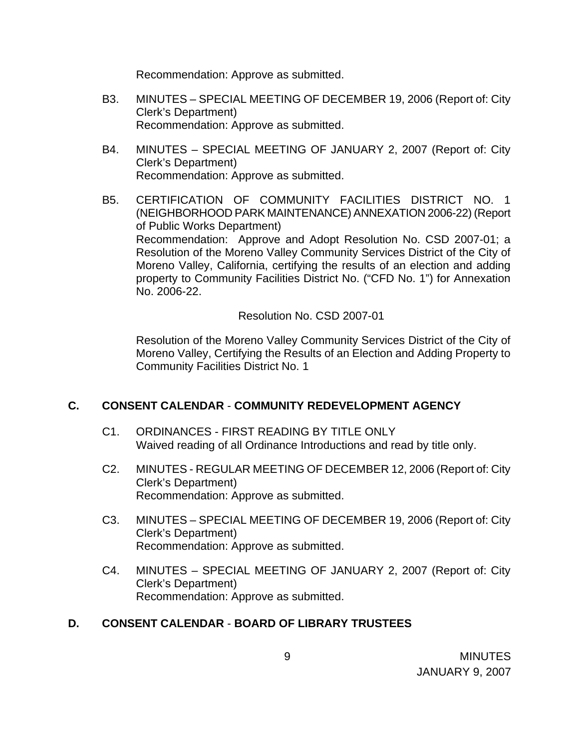Recommendation: Approve as submitted.

B3. MINUTES – SPECIAL MEETING OF DECEMBER 19, 2006 (Report of: City Clerk's Department)
Recommendation: Approve as submitted.

B4. MINUTES – SPECIAL MEETING OF JANUARY 2, 2007 (Report of: City Clerk's Department)
Recommendation: Approve as submitted.

B5. CERTIFICATION OF COMMUNITY FACILITIES DISTRICT NO. 1 (NEIGHBORHOOD PARK MAINTENANCE) ANNEXATION 2006-22) (Report of Public Works Department)
Recommendation: Approve and Adopt Resolution No. CSD 2007-01; a Resolution of the Moreno Valley Community Services District of the City of Moreno Valley, California, certifying the results of an election and adding property to Community Facilities District No. ("CFD No. 1") for Annexation No. 2006-22.

Resolution No. CSD 2007-01

Resolution of the Moreno Valley Community Services District of the City of Moreno Valley, Certifying the Results of an Election and Adding Property to Community Facilities District No. 1

## C. CONSENT CALENDAR - COMMUNITY REDEVELOPMENT AGENCY

C1. ORDINANCES - FIRST READING BY TITLE ONLY
Waived reading of all Ordinance Introductions and read by title only.

C2. MINUTES - REGULAR MEETING OF DECEMBER 12, 2006 (Report of: City Clerk's Department)
Recommendation: Approve as submitted.

C3. MINUTES – SPECIAL MEETING OF DECEMBER 19, 2006 (Report of: City Clerk's Department)
Recommendation: Approve as submitted.

C4. MINUTES – SPECIAL MEETING OF JANUARY 2, 2007 (Report of: City Clerk's Department)
Recommendation: Approve as submitted.

## D. CONSENT CALENDAR - BOARD OF LIBRARY TRUSTEES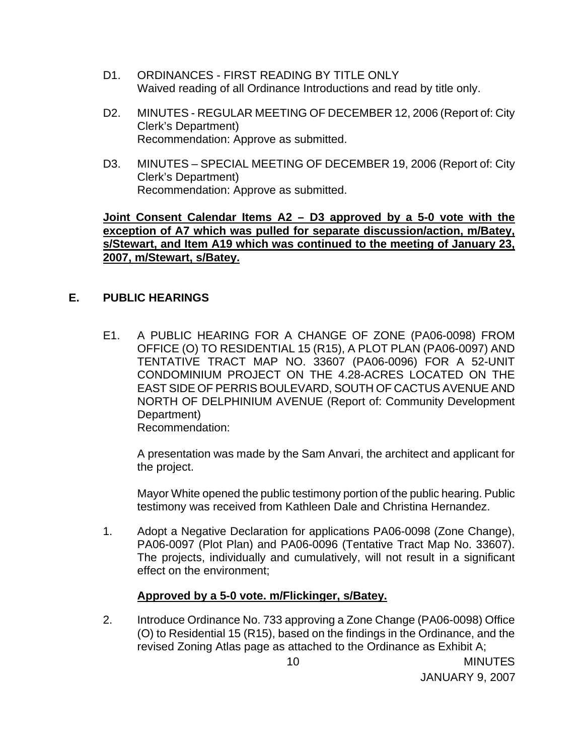D1. ORDINANCES - FIRST READING BY TITLE ONLY
Waived reading of all Ordinance Introductions and read by title only.

D2. MINUTES - REGULAR MEETING OF DECEMBER 12, 2006 (Report of: City Clerk's Department)
Recommendation: Approve as submitted.

D3. MINUTES – SPECIAL MEETING OF DECEMBER 19, 2006 (Report of: City Clerk's Department)
Recommendation: Approve as submitted.

**Joint Consent Calendar Items A2 – D3 approved by a 5-0 vote with the exception of A7 which was pulled for separate discussion/action, m/Batey, s/Stewart, and Item A19 which was continued to the meeting of January 23, 2007, m/Stewart, s/Batey.**

## E. PUBLIC HEARINGS

E1. A PUBLIC HEARING FOR A CHANGE OF ZONE (PA06-0098) FROM OFFICE (O) TO RESIDENTIAL 15 (R15), A PLOT PLAN (PA06-0097) AND TENTATIVE TRACT MAP NO. 33607 (PA06-0096) FOR A 52-UNIT CONDOMINIUM PROJECT ON THE 4.28-ACRES LOCATED ON THE EAST SIDE OF PERRIS BOULEVARD, SOUTH OF CACTUS AVENUE AND NORTH OF DELPHINIUM AVENUE (Report of: Community Development Department)
Recommendation:

A presentation was made by the Sam Anvari, the architect and applicant for the project.

Mayor White opened the public testimony portion of the public hearing. Public testimony was received from Kathleen Dale and Christina Hernandez.

1. Adopt a Negative Declaration for applications PA06-0098 (Zone Change), PA06-0097 (Plot Plan) and PA06-0096 (Tentative Tract Map No. 33607). The projects, individually and cumulatively, will not result in a significant effect on the environment;

   **Approved by a 5-0 vote. m/Flickinger, s/Batey.**

2. Introduce Ordinance No. 733 approving a Zone Change (PA06-0098) Office (O) to Residential 15 (R15), based on the findings in the Ordinance, and the revised Zoning Atlas page as attached to the Ordinance as Exhibit A;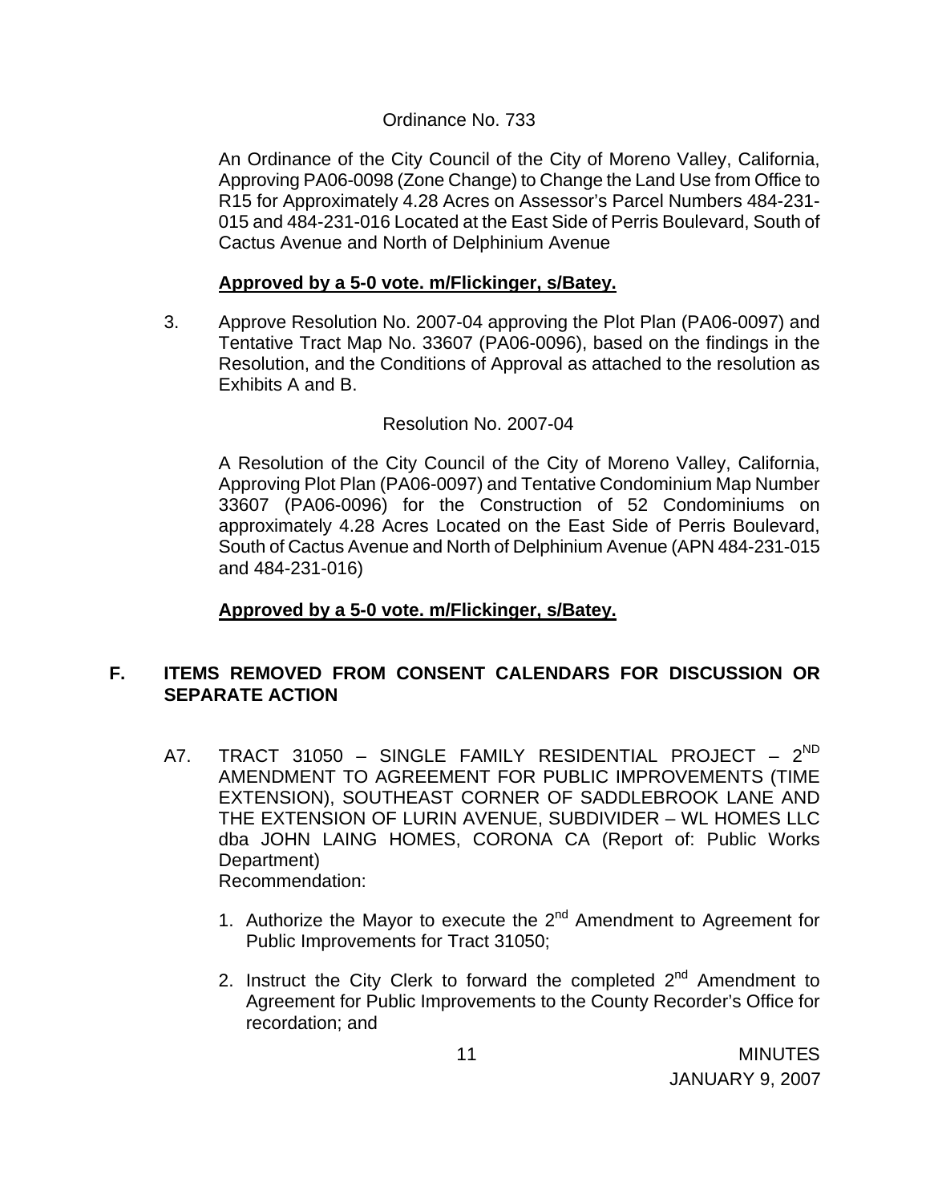Ordinance No. 733

An Ordinance of the City Council of the City of Moreno Valley, California, Approving PA06-0098 (Zone Change) to Change the Land Use from Office to R15 for Approximately 4.28 Acres on Assessor's Parcel Numbers 484-231-015 and 484-231-016 Located at the East Side of Perris Boulevard, South of Cactus Avenue and North of Delphinium Avenue

**Approved by a 5-0 vote. m/Flickinger, s/Batey.**

3. Approve Resolution No. 2007-04 approving the Plot Plan (PA06-0097) and Tentative Tract Map No. 33607 (PA06-0096), based on the findings in the Resolution, and the Conditions of Approval as attached to the resolution as Exhibits A and B.

Resolution No. 2007-04

A Resolution of the City Council of the City of Moreno Valley, California, Approving Plot Plan (PA06-0097) and Tentative Condominium Map Number 33607 (PA06-0096) for the Construction of 52 Condominiums on approximately 4.28 Acres Located on the East Side of Perris Boulevard, South of Cactus Avenue and North of Delphinium Avenue (APN 484-231-015 and 484-231-016)

**Approved by a 5-0 vote. m/Flickinger, s/Batey.**

## F. ITEMS REMOVED FROM CONSENT CALENDARS FOR DISCUSSION OR SEPARATE ACTION

A7. TRACT 31050 – SINGLE FAMILY RESIDENTIAL PROJECT – 2ND AMENDMENT TO AGREEMENT FOR PUBLIC IMPROVEMENTS (TIME EXTENSION), SOUTHEAST CORNER OF SADDLEBROOK LANE AND THE EXTENSION OF LURIN AVENUE, SUBDIVIDER – WL HOMES LLC dba JOHN LAING HOMES, CORONA CA (Report of: Public Works Department)
Recommendation:

1. Authorize the Mayor to execute the 2nd Amendment to Agreement for Public Improvements for Tract 31050;

2. Instruct the City Clerk to forward the completed 2nd Amendment to Agreement for Public Improvements to the County Recorder's Office for recordation; and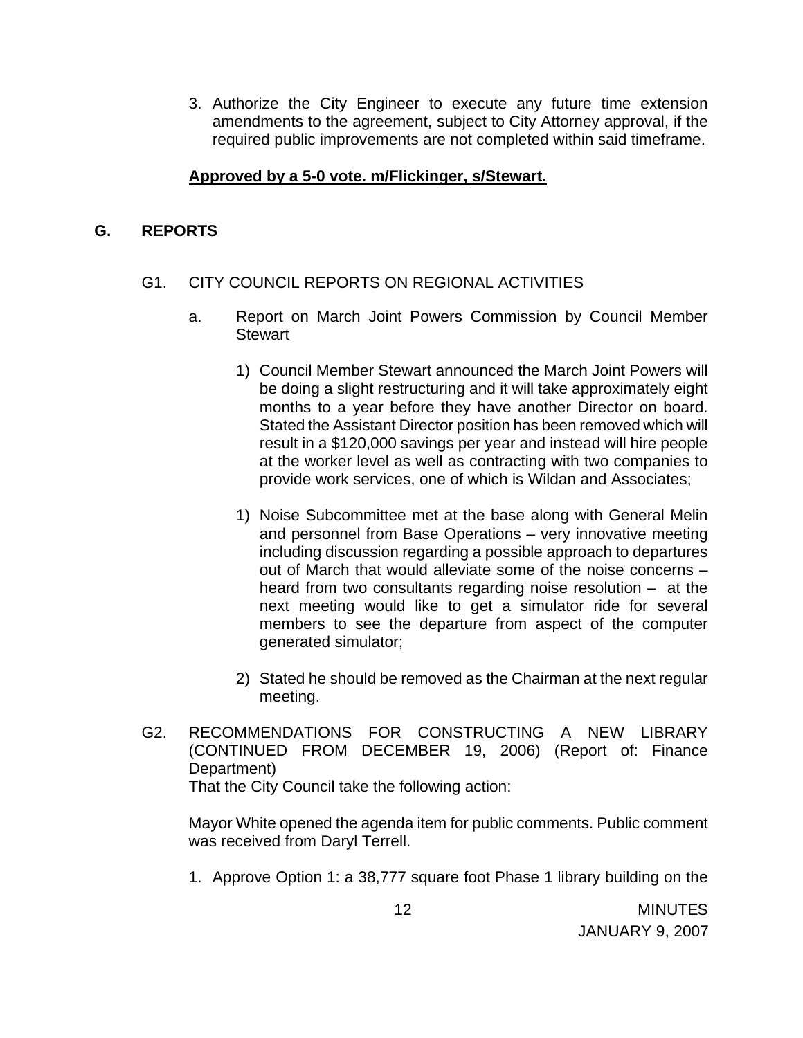3. Authorize the City Engineer to execute any future time extension amendments to the agreement, subject to City Attorney approval, if the required public improvements are not completed within said timeframe.

**Approved by a 5-0 vote. m/Flickinger, s/Stewart.**

## G. REPORTS

### G1. CITY COUNCIL REPORTS ON REGIONAL ACTIVITIES

a. Report on March Joint Powers Commission by Council Member Stewart

1) Council Member Stewart announced the March Joint Powers will be doing a slight restructuring and it will take approximately eight months to a year before they have another Director on board. Stated the Assistant Director position has been removed which will result in a $120,000 savings per year and instead will hire people at the worker level as well as contracting with two companies to provide work services, one of which is Wildan and Associates;

1) Noise Subcommittee met at the base along with General Melin and personnel from Base Operations – very innovative meeting including discussion regarding a possible approach to departures out of March that would alleviate some of the noise concerns – heard from two consultants regarding noise resolution – at the next meeting would like to get a simulator ride for several members to see the departure from aspect of the computer generated simulator;

2) Stated he should be removed as the Chairman at the next regular meeting.

### G2. RECOMMENDATIONS FOR CONSTRUCTING A NEW LIBRARY (CONTINUED FROM DECEMBER 19, 2006) (Report of: Finance Department)

That the City Council take the following action:

Mayor White opened the agenda item for public comments. Public comment was received from Daryl Terrell.

1. Approve Option 1: a 38,777 square foot Phase 1 library building on the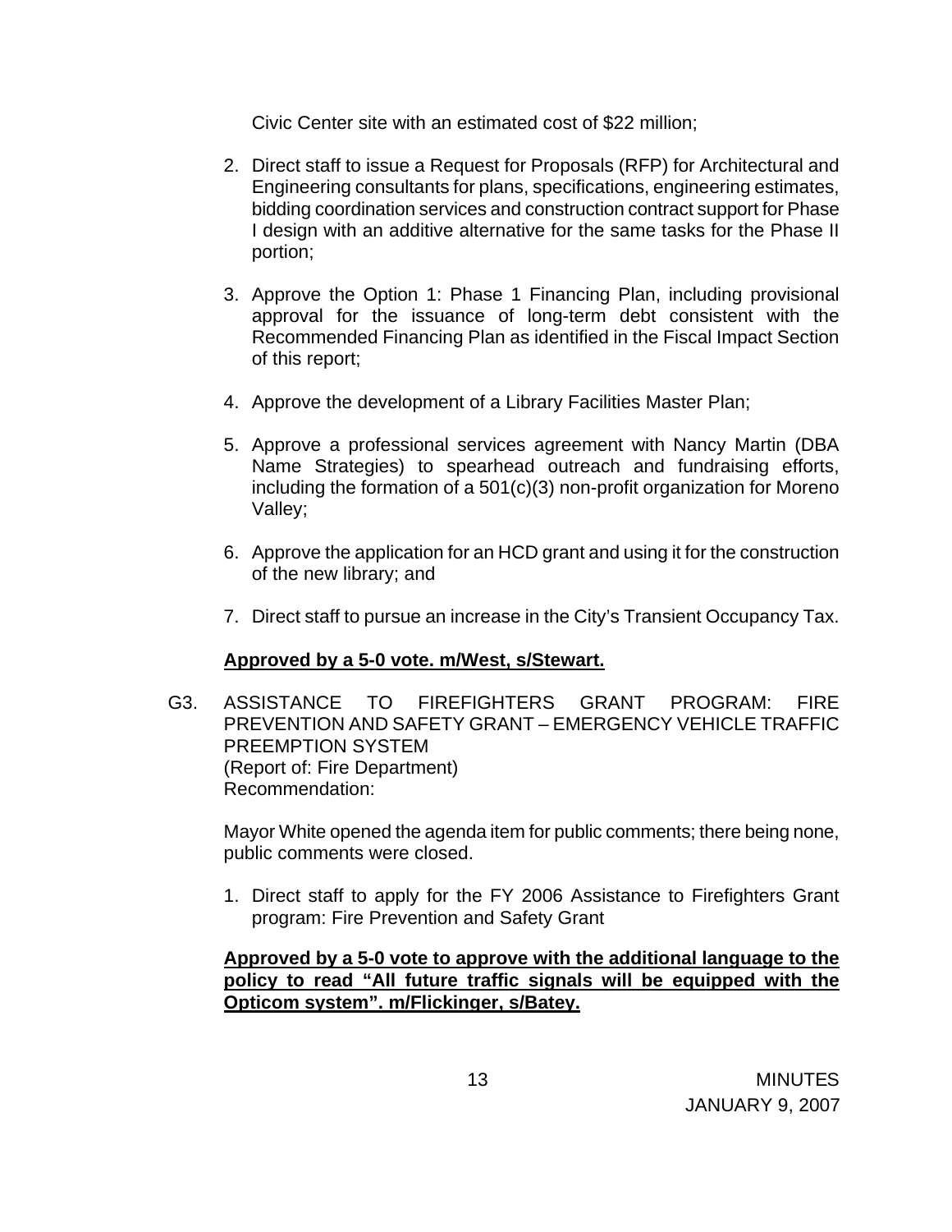Civic Center site with an estimated cost of $22 million;

2. Direct staff to issue a Request for Proposals (RFP) for Architectural and Engineering consultants for plans, specifications, engineering estimates, bidding coordination services and construction contract support for Phase I design with an additive alternative for the same tasks for the Phase II portion;

3. Approve the Option 1: Phase 1 Financing Plan, including provisional approval for the issuance of long-term debt consistent with the Recommended Financing Plan as identified in the Fiscal Impact Section of this report;

4. Approve the development of a Library Facilities Master Plan;

5. Approve a professional services agreement with Nancy Martin (DBA Name Strategies) to spearhead outreach and fundraising efforts, including the formation of a 501(c)(3) non-profit organization for Moreno Valley;

6. Approve the application for an HCD grant and using it for the construction of the new library; and

7. Direct staff to pursue an increase in the City's Transient Occupancy Tax.

**Approved by a 5-0 vote. m/West, s/Stewart.**

G3. ASSISTANCE TO FIREFIGHTERS GRANT PROGRAM: FIRE PREVENTION AND SAFETY GRANT – EMERGENCY VEHICLE TRAFFIC PREEMPTION SYSTEM
(Report of: Fire Department)
Recommendation:

Mayor White opened the agenda item for public comments; there being none, public comments were closed.

1. Direct staff to apply for the FY 2006 Assistance to Firefighters Grant program: Fire Prevention and Safety Grant

**Approved by a 5-0 vote to approve with the additional language to the policy to read "All future traffic signals will be equipped with the Opticom system". m/Flickinger, s/Batey.**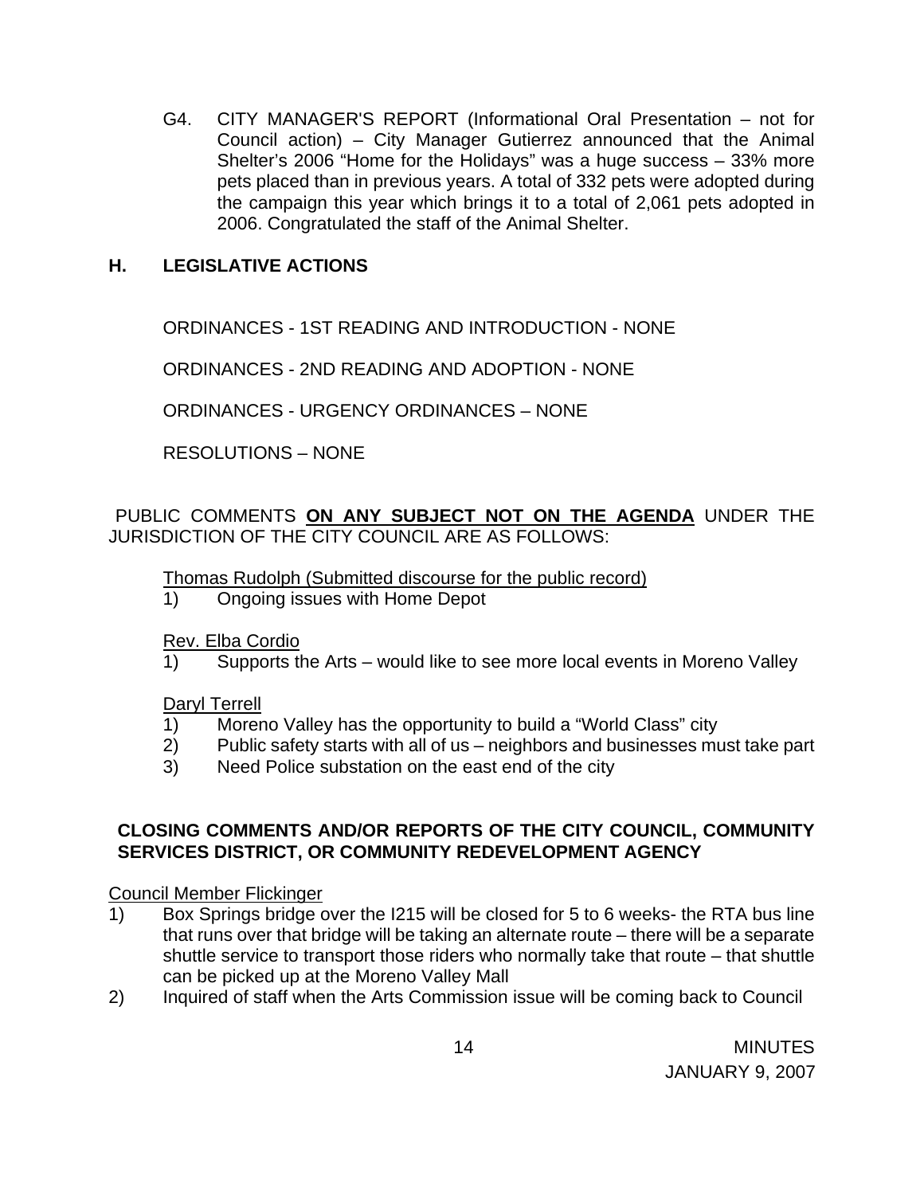G4. CITY MANAGER'S REPORT (Informational Oral Presentation – not for Council action) – City Manager Gutierrez announced that the Animal Shelter's 2006 "Home for the Holidays" was a huge success – 33% more pets placed than in previous years. A total of 332 pets were adopted during the campaign this year which brings it to a total of 2,061 pets adopted in 2006. Congratulated the staff of the Animal Shelter.

## H. LEGISLATIVE ACTIONS

ORDINANCES - 1ST READING AND INTRODUCTION - NONE

ORDINANCES - 2ND READING AND ADOPTION - NONE

ORDINANCES - URGENCY ORDINANCES – NONE

RESOLUTIONS – NONE

PUBLIC COMMENTS **ON ANY SUBJECT NOT ON THE AGENDA** UNDER THE JURISDICTION OF THE CITY COUNCIL ARE AS FOLLOWS:

Thomas Rudolph (Submitted discourse for the public record)

1) Ongoing issues with Home Depot

Rev. Elba Cordio

1) Supports the Arts – would like to see more local events in Moreno Valley

Daryl Terrell

1) Moreno Valley has the opportunity to build a "World Class" city
2) Public safety starts with all of us – neighbors and businesses must take part
3) Need Police substation on the east end of the city

**CLOSING COMMENTS AND/OR REPORTS OF THE CITY COUNCIL, COMMUNITY SERVICES DISTRICT, OR COMMUNITY REDEVELOPMENT AGENCY**

Council Member Flickinger

1) Box Springs bridge over the I215 will be closed for 5 to 6 weeks- the RTA bus line that runs over that bridge will be taking an alternate route – there will be a separate shuttle service to transport those riders who normally take that route – that shuttle can be picked up at the Moreno Valley Mall
2) Inquired of staff when the Arts Commission issue will be coming back to Council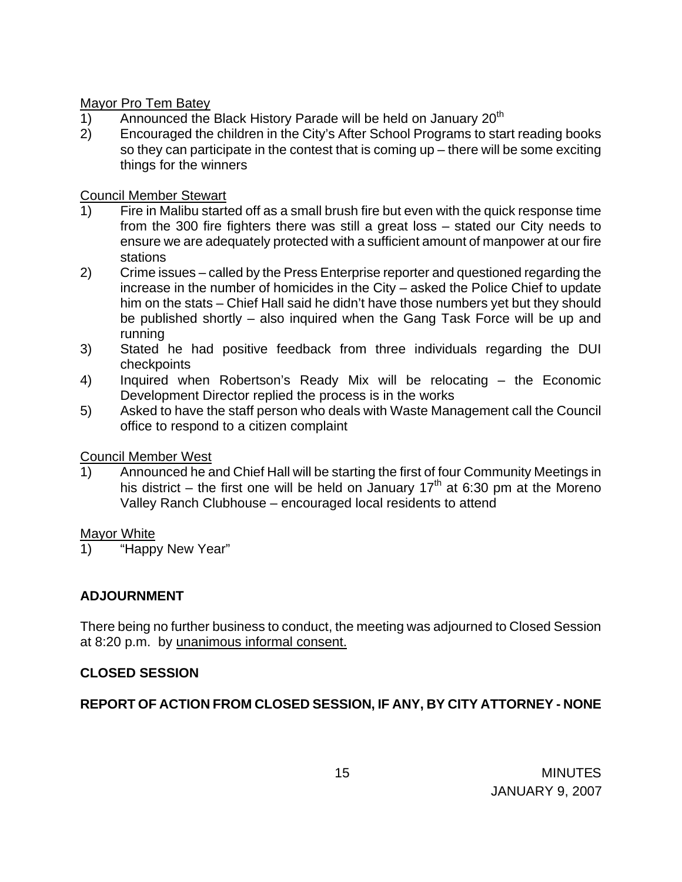Mayor Pro Tem Batey

1) Announced the Black History Parade will be held on January 20th
2) Encouraged the children in the City's After School Programs to start reading books so they can participate in the contest that is coming up – there will be some exciting things for the winners

Council Member Stewart

1) Fire in Malibu started off as a small brush fire but even with the quick response time from the 300 fire fighters there was still a great loss – stated our City needs to ensure we are adequately protected with a sufficient amount of manpower at our fire stations
2) Crime issues – called by the Press Enterprise reporter and questioned regarding the increase in the number of homicides in the City – asked the Police Chief to update him on the stats – Chief Hall said he didn't have those numbers yet but they should be published shortly – also inquired when the Gang Task Force will be up and running
3) Stated he had positive feedback from three individuals regarding the DUI checkpoints
4) Inquired when Robertson's Ready Mix will be relocating – the Economic Development Director replied the process is in the works
5) Asked to have the staff person who deals with Waste Management call the Council office to respond to a citizen complaint

Council Member West

1) Announced he and Chief Hall will be starting the first of four Community Meetings in his district – the first one will be held on January 17th at 6:30 pm at the Moreno Valley Ranch Clubhouse – encouraged local residents to attend

Mayor White

1) "Happy New Year"

**ADJOURNMENT**

There being no further business to conduct, the meeting was adjourned to Closed Session at 8:20 p.m. by unanimous informal consent.

**CLOSED SESSION**

**REPORT OF ACTION FROM CLOSED SESSION, IF ANY, BY CITY ATTORNEY - NONE**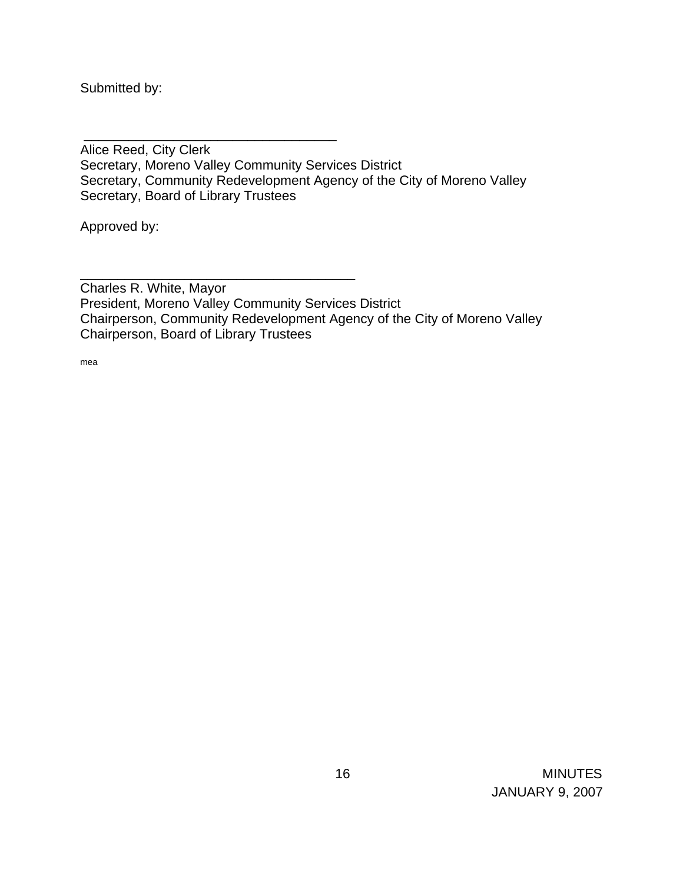Submitted by:

\_\_\_\_\_\_\_\_\_\_\_\_\_\_\_\_\_\_\_\_\_\_\_\_\_\_\_\_\_\_\_\_\_\_\_

Alice Reed, City Clerk
Secretary, Moreno Valley Community Services District
Secretary, Community Redevelopment Agency of the City of Moreno Valley
Secretary, Board of Library Trustees

Approved by:

\_\_\_\_\_\_\_\_\_\_\_\_\_\_\_\_\_\_\_\_\_\_\_\_\_\_\_\_\_\_\_\_\_\_\_\_\_

Charles R. White, Mayor
President, Moreno Valley Community Services District
Chairperson, Community Redevelopment Agency of the City of Moreno Valley
Chairperson, Board of Library Trustees

mea